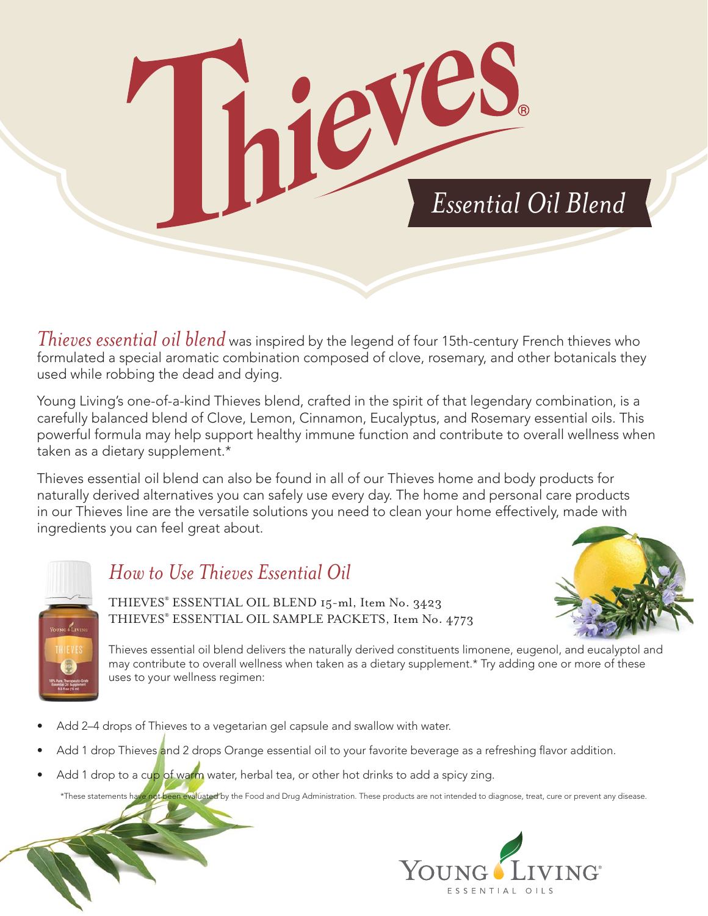# Thieves®

## *Essential Oil Blend*

*Thieves essential oil blend* was inspired by the legend of four 15th-century French thieves who formulated a special aromatic combination composed of clove, rosemary, and other botanicals they used while robbing the dead and dying.

Young Living's one-of-a-kind Thieves blend, crafted in the spirit of that legendary combination, is a carefully balanced blend of Clove, Lemon, Cinnamon, Eucalyptus, and Rosemary essential oils. This powerful formula may help support healthy immune function and contribute to overall wellness when taken as a dietary supplement.*

Thieves essential oil blend can also be found in all of our Thieves home and body products for naturally derived alternatives you can safely use every day. The home and personal care products in our Thieves line are the versatile solutions you need to clean your home effectively, made with ingredients you can feel great about.

## *How to Use Thieves Essential Oil*

THIEVES® ESSENTIAL OIL BLEND 15-ml, Item No. 3423
THIEVES® ESSENTIAL OIL SAMPLE PACKETS, Item No. 4773

Thieves essential oil blend delivers the naturally derived constituents limonene, eugenol, and eucalyptol and may contribute to overall wellness when taken as a dietary supplement.* Try adding one or more of these uses to your wellness regimen:

- Add 2–4 drops of Thieves to a vegetarian gel capsule and swallow with water.
- Add 1 drop Thieves and 2 drops Orange essential oil to your favorite beverage as a refreshing flavor addition.
- Add 1 drop to a cup of warm water, herbal tea, or other hot drinks to add a spicy zing.

*These statements have not been evaluated by the Food and Drug Administration. These products are not intended to diagnose, treat, cure or prevent any disease.

YOUNG LIVING® ESSENTIAL OILS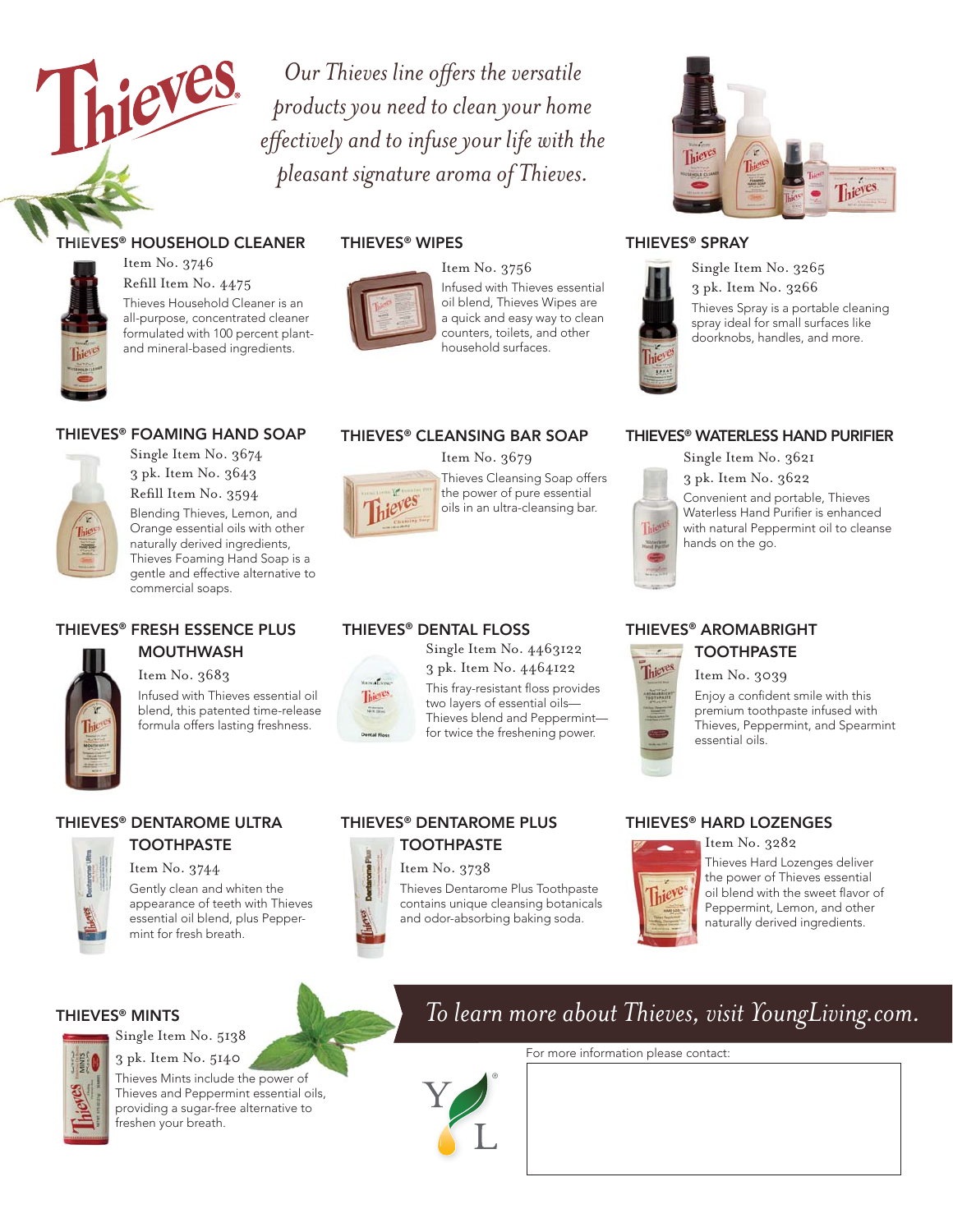*Our Thieves line offers the versatile products you need to clean your home effectively and to infuse your life with the pleasant signature aroma of Thieves.*

### THIEVES® HOUSEHOLD CLEANER

Item No. 3746

Refill Item No. 4475

Thieves Household Cleaner is an all-purpose, concentrated cleaner formulated with 100 percent plant- and mineral-based ingredients.

### THIEVES® WIPES

Item No. 3756

Infused with Thieves essential oil blend, Thieves Wipes are a quick and easy way to clean counters, toilets, and other household surfaces.

### THIEVES® SPRAY

Single Item No. 3265

3 pk. Item No. 3266

Thieves Spray is a portable cleaning spray ideal for small surfaces like doorknobs, handles, and more.

### THIEVES® FOAMING HAND SOAP

Single Item No. 3674

3 pk. Item No. 3643

Refill Item No. 3594

Blending Thieves, Lemon, and Orange essential oils with other naturally derived ingredients, Thieves Foaming Hand Soap is a gentle and effective alternative to commercial soaps.

### THIEVES® CLEANSING BAR SOAP

Item No. 3679

Thieves Cleansing Soap offers the power of pure essential oils in an ultra-cleansing bar.

### THIEVES® WATERLESS HAND PURIFIER

Single Item No. 3621

3 pk. Item No. 3622

Convenient and portable, Thieves Waterless Hand Purifier is enhanced with natural Peppermint oil to cleanse hands on the go.

### THIEVES® FRESH ESSENCE PLUS MOUTHWASH

Item No. 3683

Infused with Thieves essential oil blend, this patented time-release formula offers lasting freshness.

### THIEVES® DENTAL FLOSS

Single Item No. 4463122

3 pk. Item No. 4464122

This fray-resistant floss provides two layers of essential oils—Thieves blend and Peppermint—for twice the freshening power.

### THIEVES® AROMABRIGHT TOOTHPASTE

Item No. 3039

Enjoy a confident smile with this premium toothpaste infused with Thieves, Peppermint, and Spearmint essential oils.

### THIEVES® DENTAROME ULTRA TOOTHPASTE

Item No. 3744

Gently clean and whiten the appearance of teeth with Thieves essential oil blend, plus Peppermint for fresh breath.

### THIEVES® DENTAROME PLUS TOOTHPASTE

Item No. 3738

Thieves Dentarome Plus Toothpaste contains unique cleansing botanicals and odor-absorbing baking soda.

### THIEVES® HARD LOZENGES

Item No. 3282

Thieves Hard Lozenges deliver the power of Thieves essential oil blend with the sweet flavor of Peppermint, Lemon, and other naturally derived ingredients.

### THIEVES® MINTS

Single Item No. 5138

3 pk. Item No. 5140

Thieves Mints include the power of Thieves and Peppermint essential oils, providing a sugar-free alternative to freshen your breath.

*To learn more about Thieves, visit YoungLiving.com.*

For more information please contact: